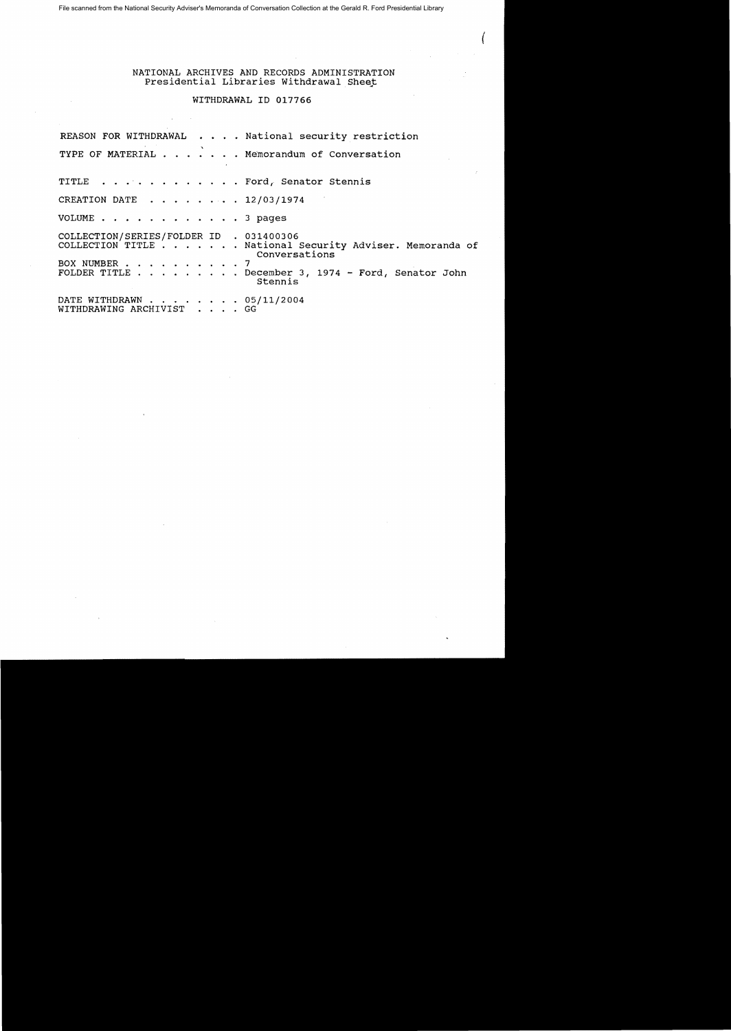File scanned from the National Security Adviser's Memoranda of Conversation Collection at the Gerald R. Ford Presidential Library

NATIONAL ARCHIVES AND RECORDS ADMINISTRATION
Presidential Libraries Withdrawal Sheet

WITHDRAWAL ID 017766

REASON FOR WHITHDRAWAL . . . . National security restriction

TYPE OF MATERIAL . . . . . . . Memorandum of Conversation

TITLE . . . . . . . . . . . . Ford, Senator Stennis

CREATION DATE . . . . . . . . 12/03/1974

VOLUME . . . . . . . . . . . . 3 pages

COLLECTION/SERIES/FOLDER ID . 031400306
COLLECTION TITLE . . . . . . . National Security Adviser. Memoranda of Conversations
BOX NUMBER . . . . . . . . . . 7
FOLDER TITLE . . . . . . . . . December 3, 1974 - Ford, Senator John Stennis

DATE WITHDRAWN . . . . . . . . 05/11/2004
WITHDRAWING ARCHIVIST . . . . GG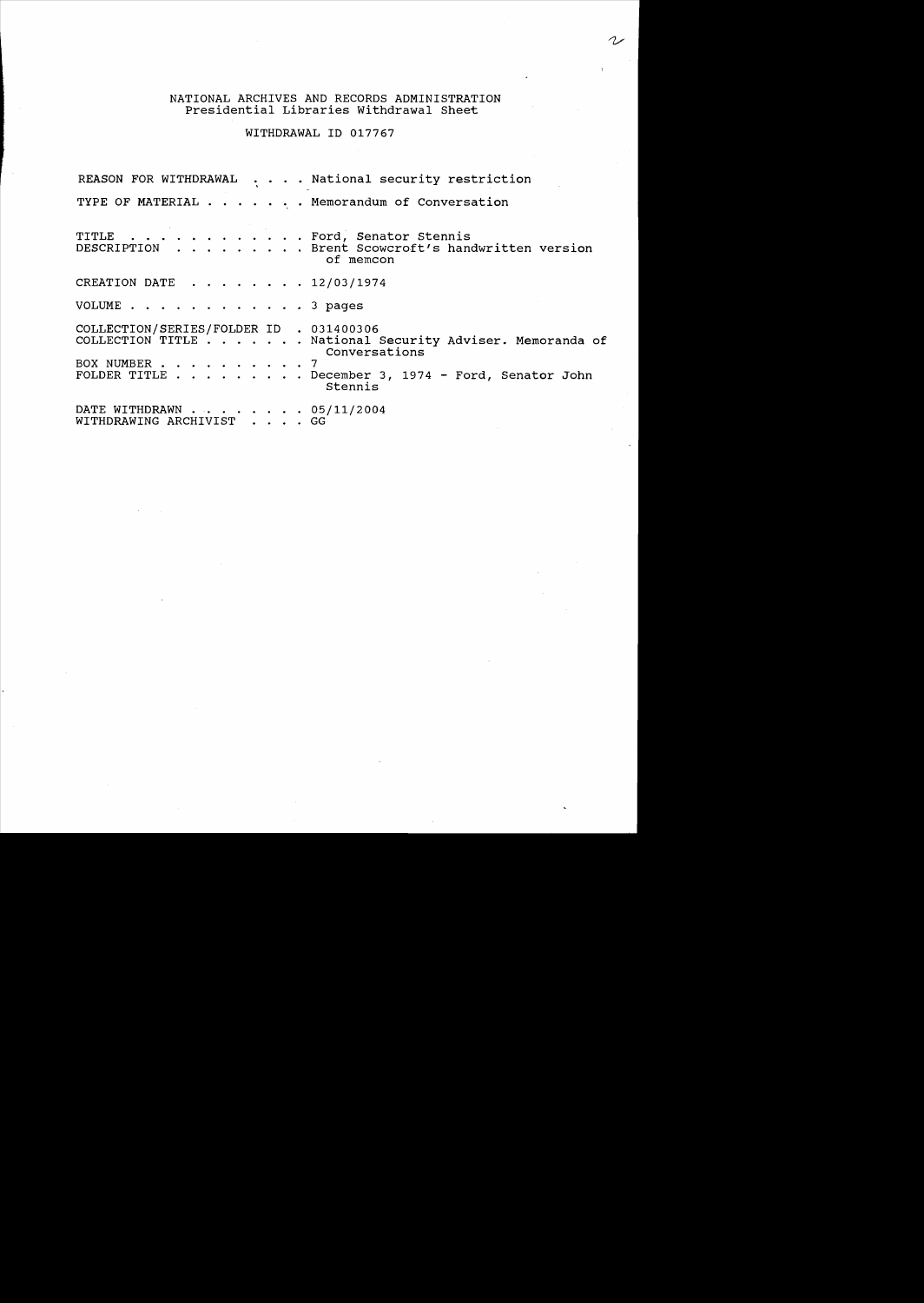NATIONAL ARCHIVES AND RECORDS ADMINISTRATION
Presidential Libraries Withdrawal Sheet

WITHDRAWAL ID 017767

REASON FOR WITHDRAWAL . . . . National security restriction

TYPE OF MATERIAL . . . . . . . Memorandum of Conversation

TITLE . . . . . . . . . . . . Ford, Senator Stennis
DESCRIPTION . . . . . . . . . Brent Scowcroft's handwritten version of memcon

CREATION DATE . . . . . . . . 12/03/1974

VOLUME . . . . . . . . . . . . 3 pages

COLLECTION/SERIES/FOLDER ID . 031400306
COLLECTION TITLE . . . . . . . National Security Adviser. Memoranda of Conversations
BOX NUMBER . . . . . . . . . . 7
FOLDER TITLE . . . . . . . . . December 3, 1974 - Ford, Senator John Stennis

DATE WITHDRAWN . . . . . . . . 05/11/2004
WITHDRAWING ARCHIVIST . . . . GG